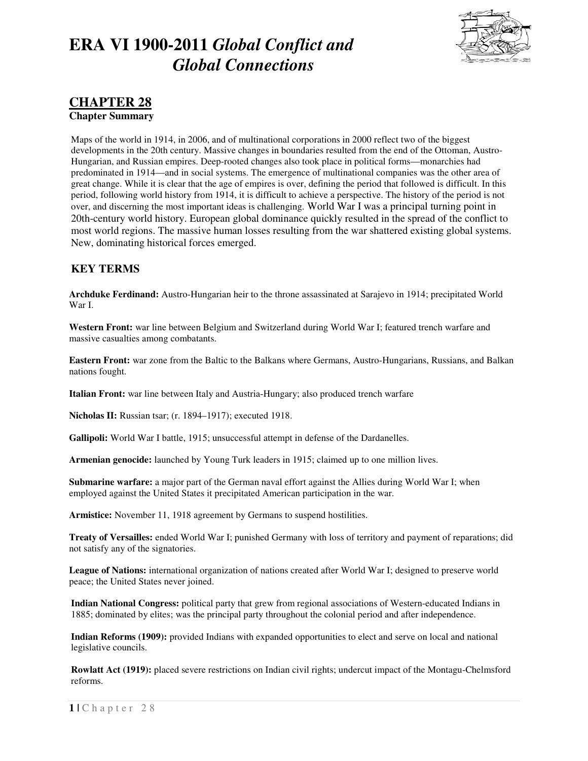# ERA VI 1900-2011 *Global Conflict and Global Connections*

## CHAPTER 28

**Chapter Summary**

Maps of the world in 1914, in 2006, and of multinational corporations in 2000 reflect two of the biggest developments in the 20th century. Massive changes in boundaries resulted from the end of the Ottoman, Austro-Hungarian, and Russian empires. Deep-rooted changes also took place in political forms—monarchies had predominated in 1914—and in social systems. The emergence of multinational companies was the other area of great change. While it is clear that the age of empires is over, defining the period that followed is difficult. In this period, following world history from 1914, it is difficult to achieve a perspective. The history of the period is not over, and discerning the most important ideas is challenging. World War I was a principal turning point in 20th-century world history. European global dominance quickly resulted in the spread of the conflict to most world regions. The massive human losses resulting from the war shattered existing global systems. New, dominating historical forces emerged.

### KEY TERMS

**Archduke Ferdinand:** Austro-Hungarian heir to the throne assassinated at Sarajevo in 1914; precipitated World War I.

**Western Front:** war line between Belgium and Switzerland during World War I; featured trench warfare and massive casualties among combatants.

**Eastern Front:** war zone from the Baltic to the Balkans where Germans, Austro-Hungarians, Russians, and Balkan nations fought.

**Italian Front:** war line between Italy and Austria-Hungary; also produced trench warfare

**Nicholas II:** Russian tsar; (r. 1894–1917); executed 1918.

**Gallipoli:** World War I battle, 1915; unsuccessful attempt in defense of the Dardanelles.

**Armenian genocide:** launched by Young Turk leaders in 1915; claimed up to one million lives.

**Submarine warfare:** a major part of the German naval effort against the Allies during World War I; when employed against the United States it precipitated American participation in the war.

**Armistice:** November 11, 1918 agreement by Germans to suspend hostilities.

**Treaty of Versailles:** ended World War I; punished Germany with loss of territory and payment of reparations; did not satisfy any of the signatories.

**League of Nations:** international organization of nations created after World War I; designed to preserve world peace; the United States never joined.

**Indian National Congress:** political party that grew from regional associations of Western-educated Indians in 1885; dominated by elites; was the principal party throughout the colonial period and after independence.

**Indian Reforms (1909):** provided Indians with expanded opportunities to elect and serve on local and national legislative councils.

**Rowlatt Act (1919):** placed severe restrictions on Indian civil rights; undercut impact of the Montagu-Chelmsford reforms.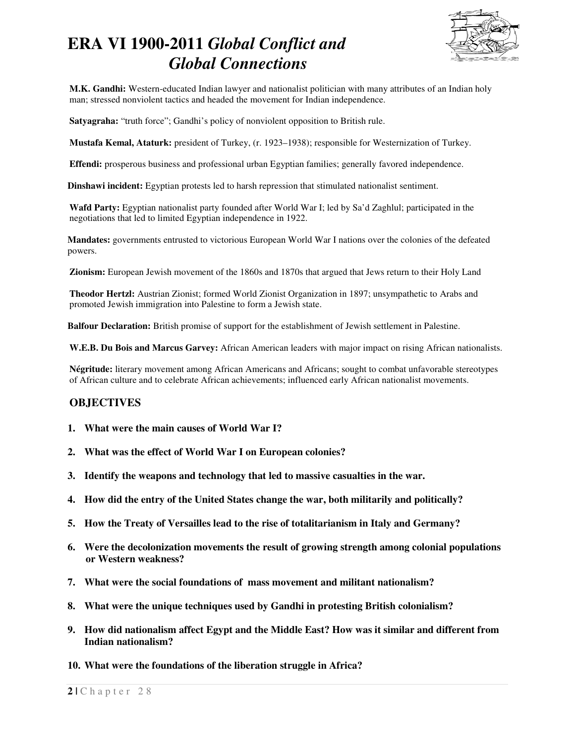# ERA VI 1900-2011 *Global Conflict and Global Connections*

**M.K. Gandhi:** Western-educated Indian lawyer and nationalist politician with many attributes of an Indian holy man; stressed nonviolent tactics and headed the movement for Indian independence.

**Satyagraha:** "truth force"; Gandhi's policy of nonviolent opposition to British rule.

**Mustafa Kemal, Ataturk:** president of Turkey, (r. 1923–1938); responsible for Westernization of Turkey.

**Effendi:** prosperous business and professional urban Egyptian families; generally favored independence.

**Dinshawi incident:** Egyptian protests led to harsh repression that stimulated nationalist sentiment.

**Wafd Party:** Egyptian nationalist party founded after World War I; led by Sa'd Zaghlul; participated in the negotiations that led to limited Egyptian independence in 1922.

**Mandates:** governments entrusted to victorious European World War I nations over the colonies of the defeated powers.

**Zionism:** European Jewish movement of the 1860s and 1870s that argued that Jews return to their Holy Land

**Theodor Hertzl:** Austrian Zionist; formed World Zionist Organization in 1897; unsympathetic to Arabs and promoted Jewish immigration into Palestine to form a Jewish state.

**Balfour Declaration:** British promise of support for the establishment of Jewish settlement in Palestine.

**W.E.B. Du Bois and Marcus Garvey:** African American leaders with major impact on rising African nationalists.

**Négritude:** literary movement among African Americans and Africans; sought to combat unfavorable stereotypes of African culture and to celebrate African achievements; influenced early African nationalist movements.

## OBJECTIVES

1. **What were the main causes of World War I?**
2. **What was the effect of World War I on European colonies?**
3. **Identify the weapons and technology that led to massive casualties in the war.**
4. **How did the entry of the United States change the war, both militarily and politically?**
5. **How the Treaty of Versailles lead to the rise of totalitarianism in Italy and Germany?**
6. **Were the decolonization movements the result of growing strength among colonial populations or Western weakness?**
7. **What were the social foundations of mass movement and militant nationalism?**
8. **What were the unique techniques used by Gandhi in protesting British colonialism?**
9. **How did nationalism affect Egypt and the Middle East? How was it similar and different from Indian nationalism?**
10. **What were the foundations of the liberation struggle in Africa?**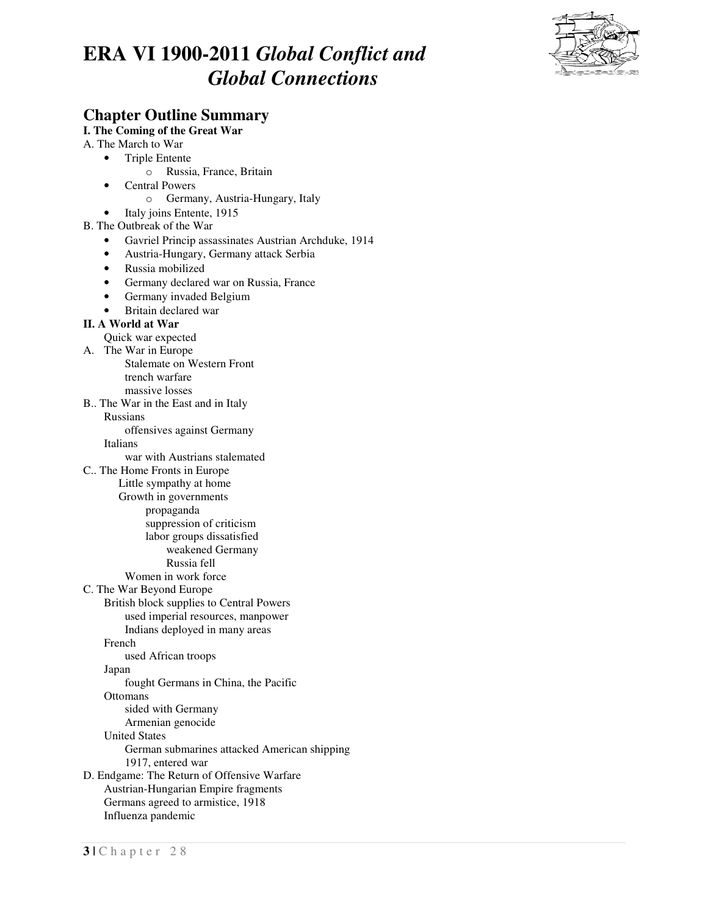# ERA VI 1900-2011 *Global Conflict and Global Connections*

## Chapter Outline Summary

**I. The Coming of the Great War**

A. The March to War

- Triple Entente
  - Russia, France, Britain
- Central Powers
  - Germany, Austria-Hungary, Italy
- Italy joins Entente, 1915

B. The Outbreak of the War

- Gavriel Princip assassinates Austrian Archduke, 1914
- Austria-Hungary, Germany attack Serbia
- Russia mobilized
- Germany declared war on Russia, France
- Germany invaded Belgium
- Britain declared war

**II. A World at War**

Quick war expected

A. The War in Europe
- Stalemate on Western Front
- trench warfare
- massive losses

B.. The War in the East and in Italy
- Russians
  - offensives against Germany
- Italians
  - war with Austrians stalemated

C.. The Home Fronts in Europe
- Little sympathy at home
- Growth in governments
  - propaganda
  - suppression of criticism
  - labor groups dissatisfied
    - weakened Germany
    - Russia fell
- Women in work force

C. The War Beyond Europe
- British block supplies to Central Powers
  - used imperial resources, manpower
  - Indians deployed in many areas
- French
  - used African troops
- Japan
  - fought Germans in China, the Pacific
- Ottomans
  - sided with Germany
  - Armenian genocide
- United States
  - German submarines attacked American shipping
  - 1917, entered war

D. Endgame: The Return of Offensive Warfare
- Austrian-Hungarian Empire fragments
- Germans agreed to armistice, 1918
- Influenza pandemic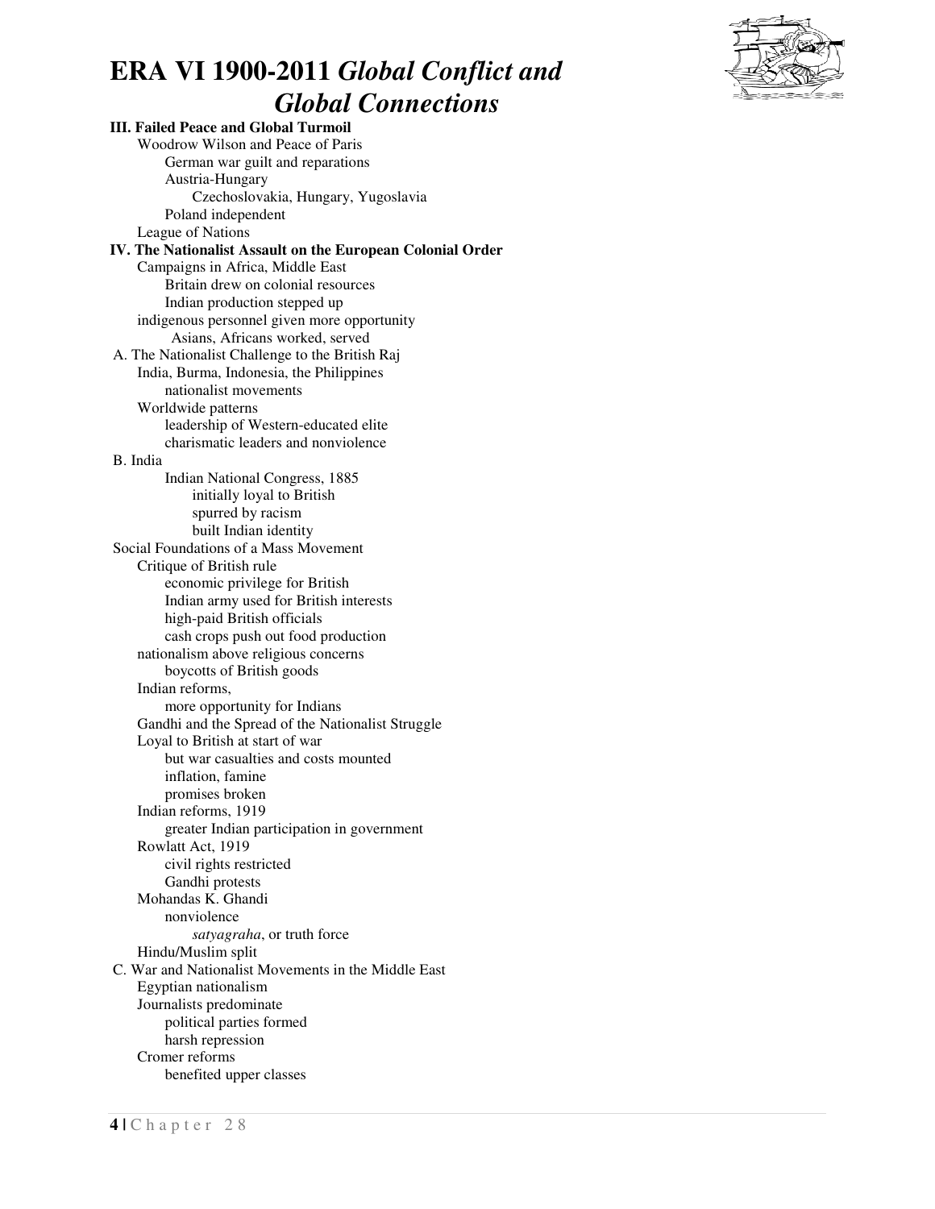# ERA VI 1900-2011 *Global Conflict and Global Connections*

**III. Failed Peace and Global Turmoil**

- Woodrow Wilson and Peace of Paris
  - German war guilt and reparations
  - Austria-Hungary
    - Czechoslovakia, Hungary, Yugoslavia
  - Poland independent
- League of Nations

**IV. The Nationalist Assault on the European Colonial Order**

- Campaigns in Africa, Middle East
  - Britain drew on colonial resources
  - Indian production stepped up
- indigenous personnel given more opportunity
  - Asians, Africans worked, served

A. The Nationalist Challenge to the British Raj

- India, Burma, Indonesia, the Philippines
  - nationalist movements
- Worldwide patterns
  - leadership of Western-educated elite
  - charismatic leaders and nonviolence

B. India

- Indian National Congress, 1885
  - initially loyal to British
  - spurred by racism
  - built Indian identity

Social Foundations of a Mass Movement

- Critique of British rule
  - economic privilege for British
  - Indian army used for British interests
  - high-paid British officials
  - cash crops push out food production
- nationalism above religious concerns
  - boycotts of British goods
- Indian reforms,
  - more opportunity for Indians
- Gandhi and the Spread of the Nationalist Struggle
- Loyal to British at start of war
  - but war casualties and costs mounted
  - inflation, famine
  - promises broken
- Indian reforms, 1919
  - greater Indian participation in government
- Rowlatt Act, 1919
  - civil rights restricted
  - Gandhi protests
- Mohandas K. Ghandi
  - nonviolence
    - *satyagraha*, or truth force
- Hindu/Muslim split

C. War and Nationalist Movements in the Middle East

- Egyptian nationalism
- Journalists predominate
  - political parties formed
  - harsh repression
- Cromer reforms
  - benefited upper classes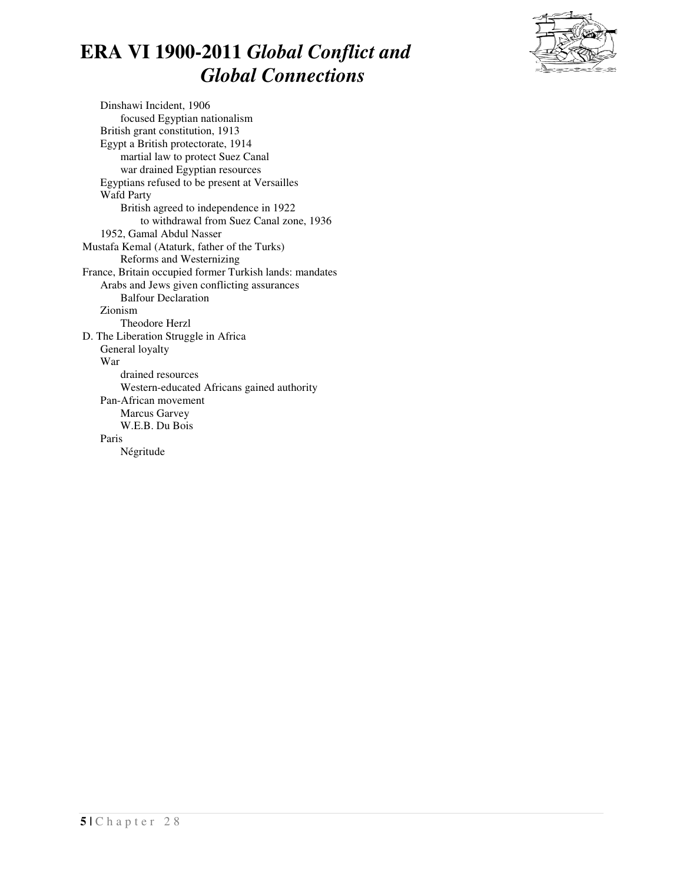- Dinshawi Incident, 1906
    - focused Egyptian nationalism
- British grant constitution, 1913
- Egypt a British protectorate, 1914
    - martial law to protect Suez Canal
    - war drained Egyptian resources
- Egyptians refused to be present at Versailles
- Wafd Party
    - British agreed to independence in 1922
        - to withdrawal from Suez Canal zone, 1936
- 1952, Gamal Abdul Nasser

Mustafa Kemal (Ataturk, father of the Turks)

- Reforms and Westernizing

France, Britain occupied former Turkish lands: mandates

- Arabs and Jews given conflicting assurances
    - Balfour Declaration
- Zionism
    - Theodore Herzl

D. The Liberation Struggle in Africa

- General loyalty
- War
    - drained resources
    - Western-educated Africans gained authority
- Pan-African movement
    - Marcus Garvey
    - W.E.B. Du Bois
- Paris
    - Négritude